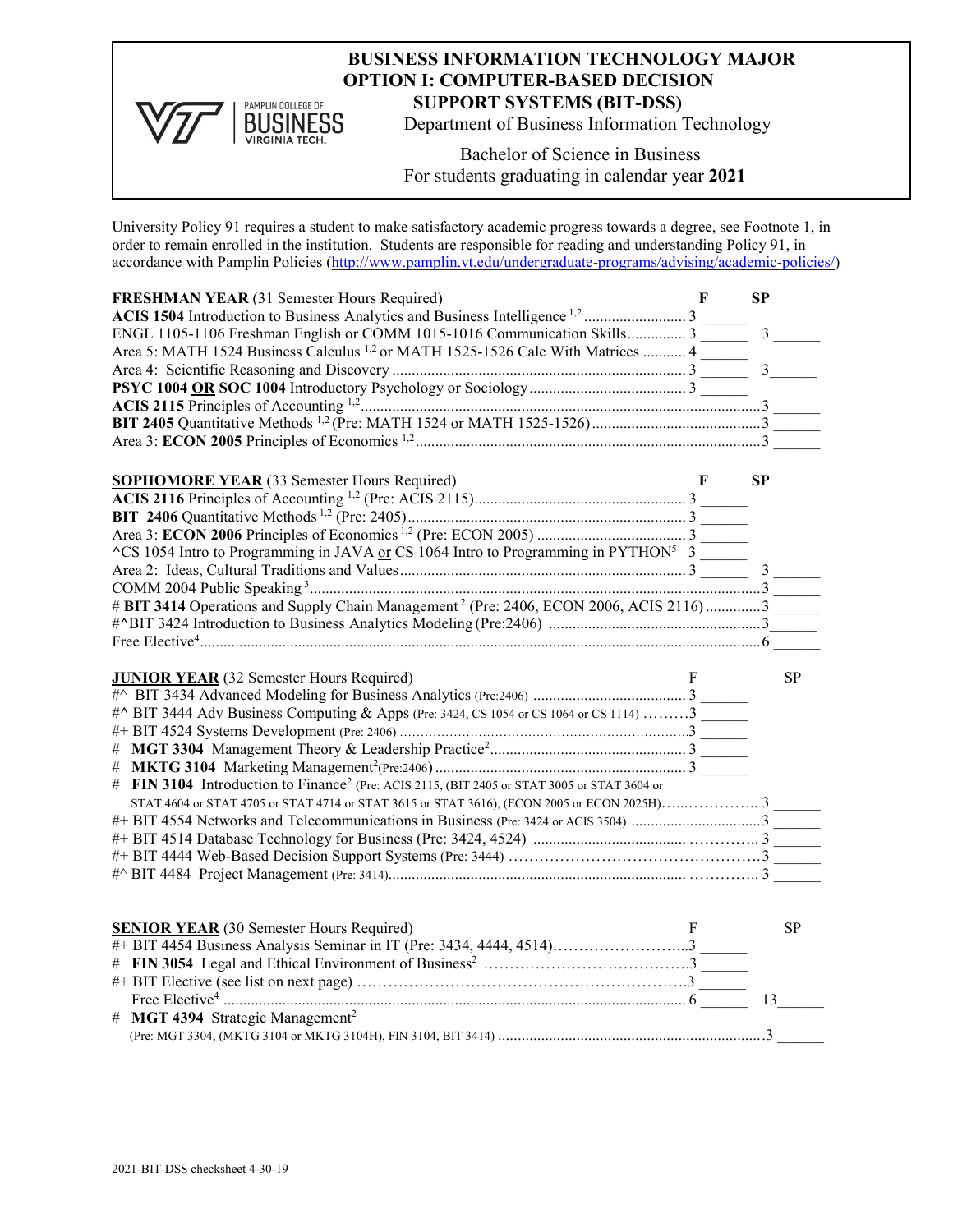# BUSINESS INFORMATION TECHNOLOGY MAJOR
## OPTION I: COMPUTER-BASED DECISION SUPPORT SYSTEMS (BIT-DSS)

Department of Business Information Technology

Bachelor of Science in Business
For students graduating in calendar year **2021**

University Policy 91 requires a student to make satisfactory academic progress towards a degree, see Footnote 1, in order to remain enrolled in the institution. Students are responsible for reading and understanding Policy 91, in accordance with Pamplin Policies (http://www.pamplin.vt.edu/undergraduate-programs/advising/academic-policies/)

| **FRESHMAN YEAR** (31 Semester Hours Required) | F | SP |
|---|---|---|
| **ACIS 1504** Introduction to Business Analytics and Business Intelligence [1,2] | 3 ______ | |
| ENGL 1105-1106 Freshman English or COMM 1015-1016 Communication Skills | 3 ______ | 3 ______ |
| Area 5: MATH 1524 Business Calculus [1,2] or MATH 1525-1526 Calc With Matrices | 4 ______ | |
| Area 4: Scientific Reasoning and Discovery | 3 ______ | 3 ______ |
| **PSYC 1004 OR SOC 1004** Introductory Psychology or Sociology | 3 ______ | |
| **ACIS 2115** Principles of Accounting [1,2] | | 3 ______ |
| **BIT 2405** Quantitative Methods [1,2] (Pre: MATH 1524 or MATH 1525-1526) | | 3 ______ |
| Area 3: **ECON 2005** Principles of Economics [1,2] | | 3 ______ |

| **SOPHOMORE YEAR** (33 Semester Hours Required) | F | SP |
|---|---|---|
| **ACIS 2116** Principles of Accounting [1,2] (Pre: ACIS 2115) | 3 ______ | |
| **BIT 2406** Quantitative Methods [1,2] (Pre: 2405) | 3 ______ | |
| Area 3: **ECON 2006** Principles of Economics [1,2] (Pre: ECON 2005) | 3 ______ | |
| ^CS 1054 Intro to Programming in JAVA or CS 1064 Intro to Programming in PYTHON[5] | 3 ______ | |
| Area 2: Ideas, Cultural Traditions and Values | 3 ______ | 3 ______ |
| COMM 2004 Public Speaking [3] | | 3 ______ |
| # **BIT 3414** Operations and Supply Chain Management [2] (Pre: 2406, ECON 2006, ACIS 2116) | | 3 ______ |
| #^BIT 3424 Introduction to Business Analytics Modeling (Pre:2406) | | 3 ______ |
| Free Elective[4] | | 6 ______ |

| **JUNIOR YEAR** (32 Semester Hours Required) | F | SP |
|---|---|---|
| #^ BIT 3434 Advanced Modeling for Business Analytics (Pre:2406) | 3 ______ | |
| #^ BIT 3444 Adv Business Computing & Apps (Pre: 3424, CS 1054 or CS 1064 or CS 1114) | 3 ______ | |
| #+ BIT 4524 Systems Development (Pre: 2406) | 3 ______ | |
| # **MGT 3304** Management Theory & Leadership Practice[2] | 3 ______ | |
| # **MKTG 3104** Marketing Management[2] (Pre:2406) | 3 ______ | |
| # **FIN 3104** Introduction to Finance[2] (Pre: ACIS 2115, (BIT 2405 or STAT 3005 or STAT 3604 or STAT 4604 or STAT 4705 or STAT 4714 or STAT 3615 or STAT 3616), (ECON 2005 or ECON 2025H) | | 3 ______ |
| #+ BIT 4554 Networks and Telecommunications in Business (Pre: 3424 or ACIS 3504) | | 3 ______ |
| #+ BIT 4514 Database Technology for Business (Pre: 3424, 4524) | | 3 ______ |
| #+ BIT 4444 Web-Based Decision Support Systems (Pre: 3444) | | 3 ______ |
| #^ BIT 4484 Project Management (Pre: 3414) | | 3 ______ |

| **SENIOR YEAR** (30 Semester Hours Required) | F | SP |
|---|---|---|
| #+ BIT 4454 Business Analysis Seminar in IT (Pre: 3434, 4444, 4514) | 3 ______ | |
| # **FIN 3054** Legal and Ethical Environment of Business[2] | 3 ______ | |
| #+ BIT Elective (see list on next page) | 3 ______ | |
| Free Elective[4] | 6 ______ | 13 ______ |
| # **MGT 4394** Strategic Management[2] (Pre: MGT 3304, (MKTG 3104 or MKTG 3104H), FIN 3104, BIT 3414) | | 3 ______ |

2021-BIT-DSS checksheet 4-30-19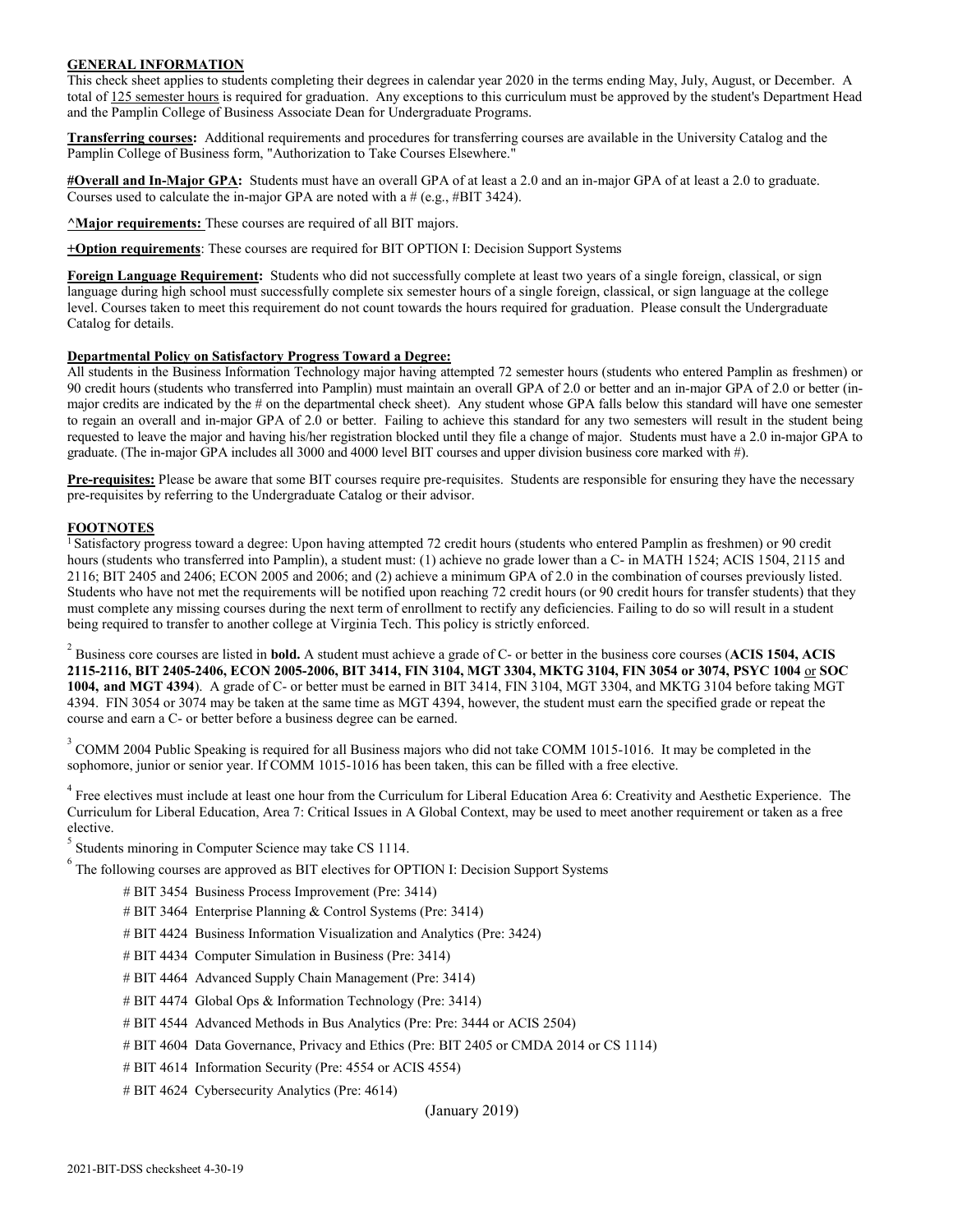## GENERAL INFORMATION

This check sheet applies to students completing their degrees in calendar year 2020 in the terms ending May, July, August, or December. A total of 125 semester hours is required for graduation. Any exceptions to this curriculum must be approved by the student's Department Head and the Pamplin College of Business Associate Dean for Undergraduate Programs.

**Transferring courses:** Additional requirements and procedures for transferring courses are available in the University Catalog and the Pamplin College of Business form, "Authorization to Take Courses Elsewhere."

**#Overall and In-Major GPA:** Students must have an overall GPA of at least a 2.0 and an in-major GPA of at least a 2.0 to graduate. Courses used to calculate the in-major GPA are noted with a # (e.g., #BIT 3424).

**^Major requirements:** These courses are required of all BIT majors.

**+Option requirements**: These courses are required for BIT OPTION I: Decision Support Systems

**Foreign Language Requirement:** Students who did not successfully complete at least two years of a single foreign, classical, or sign language during high school must successfully complete six semester hours of a single foreign, classical, or sign language at the college level. Courses taken to meet this requirement do not count towards the hours required for graduation. Please consult the Undergraduate Catalog for details.

**Departmental Policy on Satisfactory Progress Toward a Degree:**

All students in the Business Information Technology major having attempted 72 semester hours (students who entered Pamplin as freshmen) or 90 credit hours (students who transferred into Pamplin) must maintain an overall GPA of 2.0 or better and an in-major GPA of 2.0 or better (in-major credits are indicated by the # on the departmental check sheet). Any student whose GPA falls below this standard will have one semester to regain an overall and in-major GPA of 2.0 or better. Failing to achieve this standard for any two semesters will result in the student being requested to leave the major and having his/her registration blocked until they file a change of major. Students must have a 2.0 in-major GPA to graduate. (The in-major GPA includes all 3000 and 4000 level BIT courses and upper division business core marked with #).

**Pre-requisites:** Please be aware that some BIT courses require pre-requisites. Students are responsible for ensuring they have the necessary pre-requisites by referring to the Undergraduate Catalog or their advisor.

## FOOTNOTES

[1] Satisfactory progress toward a degree: Upon having attempted 72 credit hours (students who entered Pamplin as freshmen) or 90 credit hours (students who transferred into Pamplin), a student must: (1) achieve no grade lower than a C- in MATH 1524; ACIS 1504, 2115 and 2116; BIT 2405 and 2406; ECON 2005 and 2006; and (2) achieve a minimum GPA of 2.0 in the combination of courses previously listed. Students who have not met the requirements will be notified upon reaching 72 credit hours (or 90 credit hours for transfer students) that they must complete any missing courses during the next term of enrollment to rectify any deficiencies. Failing to do so will result in a student being required to transfer to another college at Virginia Tech. This policy is strictly enforced.

[2] Business core courses are listed in **bold.** A student must achieve a grade of C- or better in the business core courses (**ACIS 1504, ACIS 2115-2116, BIT 2405-2406, ECON 2005-2006, BIT 3414, FIN 3104, MGT 3304, MKTG 3104, FIN 3054 or 3074, PSYC 1004** or **SOC 1004, and MGT 4394**). A grade of C- or better must be earned in BIT 3414, FIN 3104, MGT 3304, and MKTG 3104 before taking MGT 4394. FIN 3054 or 3074 may be taken at the same time as MGT 4394, however, the student must earn the specified grade or repeat the course and earn a C- or better before a business degree can be earned.

[3] COMM 2004 Public Speaking is required for all Business majors who did not take COMM 1015-1016. It may be completed in the sophomore, junior or senior year. If COMM 1015-1016 has been taken, this can be filled with a free elective.

[4] Free electives must include at least one hour from the Curriculum for Liberal Education Area 6: Creativity and Aesthetic Experience. The Curriculum for Liberal Education, Area 7: Critical Issues in A Global Context, may be used to meet another requirement or taken as a free elective.

[5] Students minoring in Computer Science may take CS 1114.

[6] The following courses are approved as BIT electives for OPTION I: Decision Support Systems

- # BIT 3454 Business Process Improvement (Pre: 3414)
- # BIT 3464 Enterprise Planning & Control Systems (Pre: 3414)
- # BIT 4424 Business Information Visualization and Analytics (Pre: 3424)
- # BIT 4434 Computer Simulation in Business (Pre: 3414)
- # BIT 4464 Advanced Supply Chain Management (Pre: 3414)
- # BIT 4474 Global Ops & Information Technology (Pre: 3414)
- # BIT 4544 Advanced Methods in Bus Analytics (Pre: Pre: 3444 or ACIS 2504)
- # BIT 4604 Data Governance, Privacy and Ethics (Pre: BIT 2405 or CMDA 2014 or CS 1114)
- # BIT 4614 Information Security (Pre: 4554 or ACIS 4554)
- # BIT 4624 Cybersecurity Analytics (Pre: 4614)

(January 2019)

2021-BIT-DSS checksheet 4-30-19